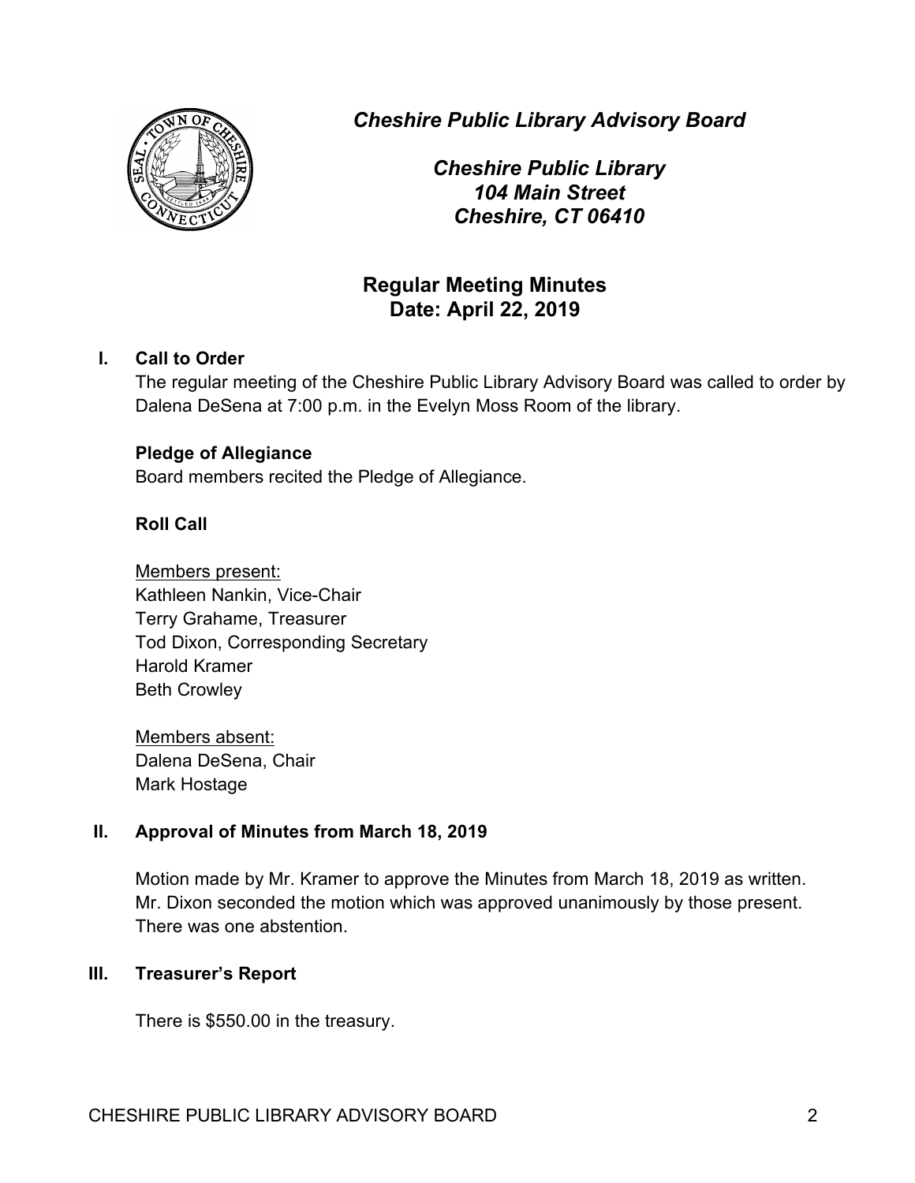*Cheshire Public Library Advisory Board*

*Cheshire Public Library*
*104 Main Street*
*Cheshire, CT 06410*

## Regular Meeting Minutes
## Date: April 22, 2019

### I. Call to Order

The regular meeting of the Cheshire Public Library Advisory Board was called to order by Dalena DeSena at 7:00 p.m. in the Evelyn Moss Room of the library.

**Pledge of Allegiance**

Board members recited the Pledge of Allegiance.

**Roll Call**

Members present:
Kathleen Nankin, Vice-Chair
Terry Grahame, Treasurer
Tod Dixon, Corresponding Secretary
Harold Kramer
Beth Crowley

Members absent:
Dalena DeSena, Chair
Mark Hostage

### II. Approval of Minutes from March 18, 2019

Motion made by Mr. Kramer to approve the Minutes from March 18, 2019 as written. Mr. Dixon seconded the motion which was approved unanimously by those present. There was one abstention.

### III. Treasurer's Report

There is $550.00 in the treasury.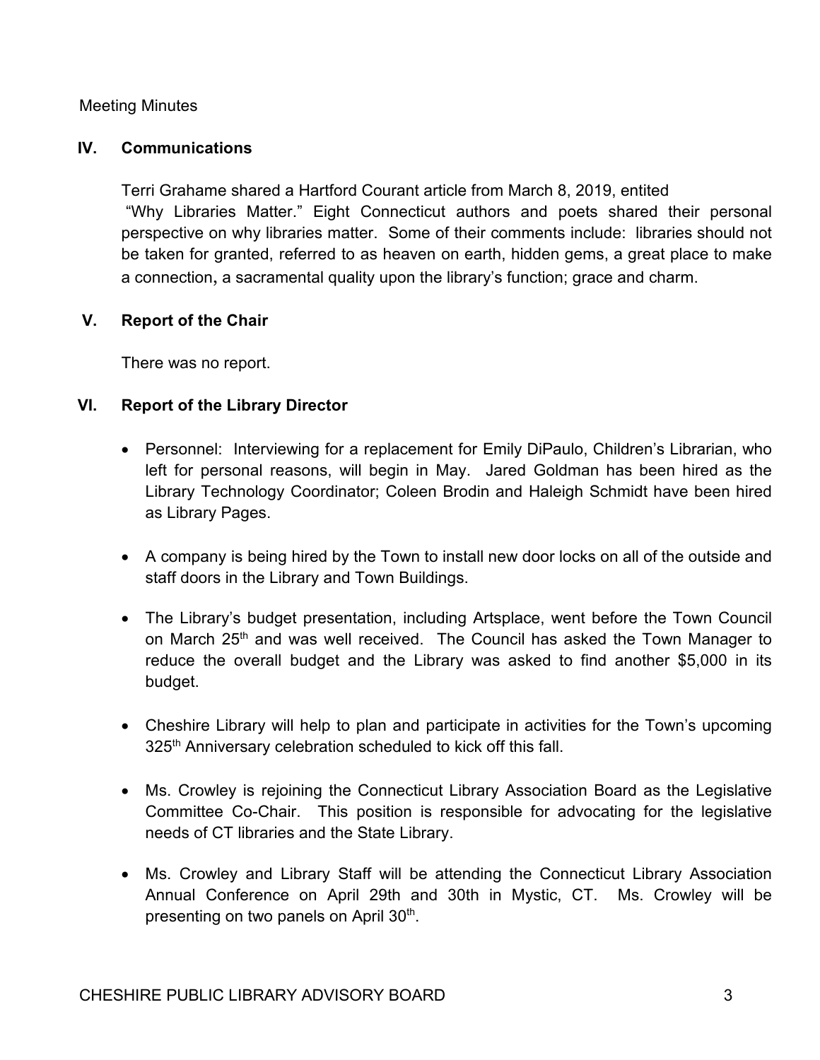Meeting Minutes

## IV. Communications

Terri Grahame shared a Hartford Courant article from March 8, 2019, entited "Why Libraries Matter." Eight Connecticut authors and poets shared their personal perspective on why libraries matter. Some of their comments include: libraries should not be taken for granted, referred to as heaven on earth, hidden gems, a great place to make a connection, a sacramental quality upon the library's function; grace and charm.

## V. Report of the Chair

There was no report.

## VI. Report of the Library Director

- Personnel: Interviewing for a replacement for Emily DiPaulo, Children's Librarian, who left for personal reasons, will begin in May. Jared Goldman has been hired as the Library Technology Coordinator; Coleen Brodin and Haleigh Schmidt have been hired as Library Pages.

- A company is being hired by the Town to install new door locks on all of the outside and staff doors in the Library and Town Buildings.

- The Library's budget presentation, including Artsplace, went before the Town Council on March 25th and was well received. The Council has asked the Town Manager to reduce the overall budget and the Library was asked to find another $5,000 in its budget.

- Cheshire Library will help to plan and participate in activities for the Town's upcoming 325th Anniversary celebration scheduled to kick off this fall.

- Ms. Crowley is rejoining the Connecticut Library Association Board as the Legislative Committee Co-Chair. This position is responsible for advocating for the legislative needs of CT libraries and the State Library.

- Ms. Crowley and Library Staff will be attending the Connecticut Library Association Annual Conference on April 29th and 30th in Mystic, CT. Ms. Crowley will be presenting on two panels on April 30th.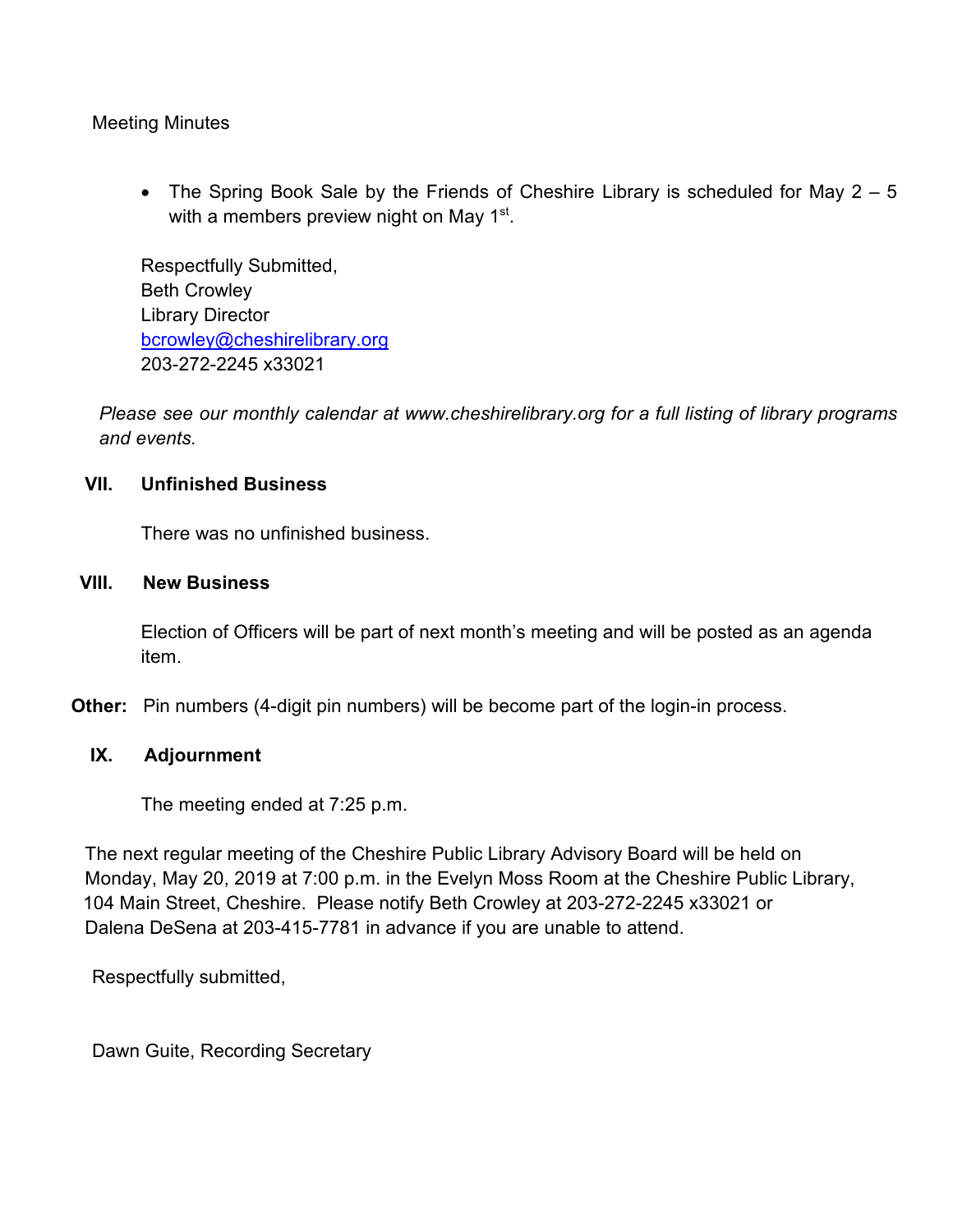Meeting Minutes

- The Spring Book Sale by the Friends of Cheshire Library is scheduled for May 2 – 5 with a members preview night on May 1st.

Respectfully Submitted,
Beth Crowley
Library Director
bcrowley@cheshirelibrary.org
203-272-2245 x33021

*Please see our monthly calendar at www.cheshirelibrary.org for a full listing of library programs and events.*

**VII. Unfinished Business**

There was no unfinished business.

**VIII. New Business**

Election of Officers will be part of next month's meeting and will be posted as an agenda item.

**Other:** Pin numbers (4-digit pin numbers) will be become part of the login-in process.

**IX. Adjournment**

The meeting ended at 7:25 p.m.

The next regular meeting of the Cheshire Public Library Advisory Board will be held on Monday, May 20, 2019 at 7:00 p.m. in the Evelyn Moss Room at the Cheshire Public Library, 104 Main Street, Cheshire. Please notify Beth Crowley at 203-272-2245 x33021 or Dalena DeSena at 203-415-7781 in advance if you are unable to attend.

Respectfully submitted,

Dawn Guite, Recording Secretary